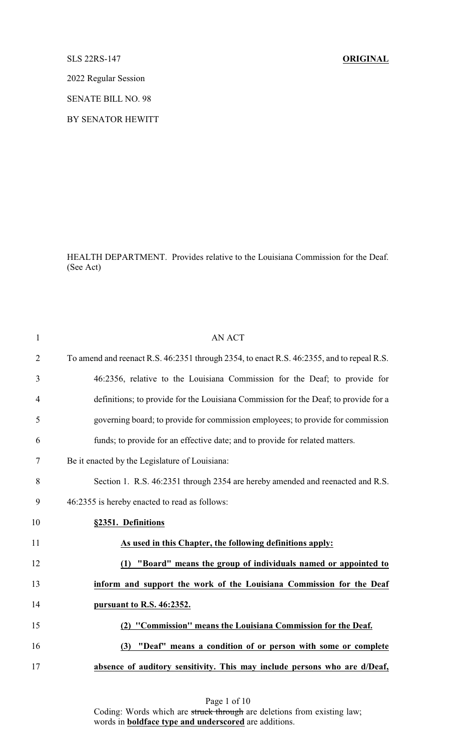SLS 22RS-147 **ORIGINAL**

2022 Regular Session

SENATE BILL NO. 98

BY SENATOR HEWITT

HEALTH DEPARTMENT. Provides relative to the Louisiana Commission for the Deaf. (See Act)

AN ACT

To amend and reenact R.S. 46:2351 through 2354, to enact R.S. 46:2355, and to repeal R.S. 46:2356, relative to the Louisiana Commission for the Deaf; to provide for definitions; to provide for the Louisiana Commission for the Deaf; to provide for a governing board; to provide for commission employees; to provide for commission funds; to provide for an effective date; and to provide for related matters.

Be it enacted by the Legislature of Louisiana:

Section 1. R.S. 46:2351 through 2354 are hereby amended and reenacted and R.S. 46:2355 is hereby enacted to read as follows:

**<u>§2351. Definitions</u>**

**<u>As used in this Chapter, the following definitions apply:</u>**

**<u>(1) "Board" means the group of individuals named or appointed to inform and support the work of the Louisiana Commission for the Deaf pursuant to R.S. 46:2352.</u>**

**<u>(2) "Commission" means the Louisiana Commission for the Deaf.</u>**

**<u>(3) "Deaf" means a condition of or person with some or complete absence of auditory sensitivity. This may include persons who are d/Deaf,</u>**

Coding: Words which are ~~struck through~~ are deletions from existing law; words in **<u>boldface type and underscored</u>** are additions.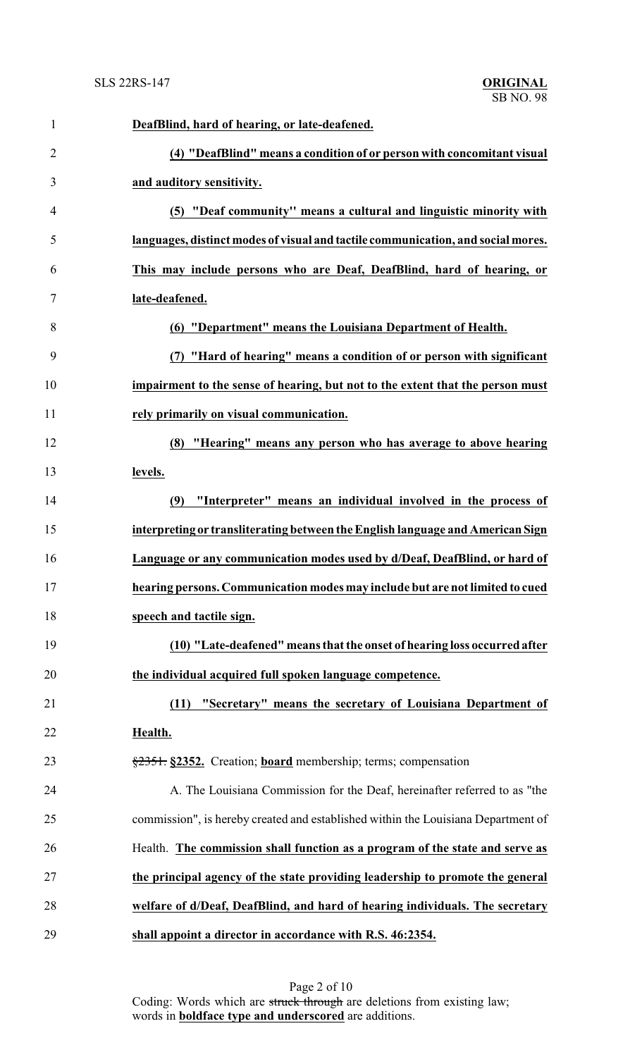**DeafBlind, hard of hearing, or late-deafened.**

**(4) "DeafBlind" means a condition of or person with concomitant visual and auditory sensitivity.**

**(5) "Deaf community" means a cultural and linguistic minority with languages, distinct modes of visual and tactile communication, and social mores. This may include persons who are Deaf, DeafBlind, hard of hearing, or late-deafened.**

**(6) "Department" means the Louisiana Department of Health.**

**(7) "Hard of hearing" means a condition of or person with significant impairment to the sense of hearing, but not to the extent that the person must rely primarily on visual communication.**

**(8) "Hearing" means any person who has average to above hearing levels.**

**(9) "Interpreter" means an individual involved in the process of interpreting or transliterating between the English language and American Sign Language or any communication modes used by d/Deaf, DeafBlind, or hard of hearing persons. Communication modes may include but are not limited to cued speech and tactile sign.**

**(10) "Late-deafened" means that the onset of hearing loss occurred after the individual acquired full spoken language competence.**

**(11) "Secretary" means the secretary of Louisiana Department of Health.**

~~§2351.~~ **§2352.** Creation; **board** membership; terms; compensation

A. The Louisiana Commission for the Deaf, hereinafter referred to as "the commission", is hereby created and established within the Louisiana Department of Health. **The commission shall function as a program of the state and serve as the principal agency of the state providing leadership to promote the general welfare of d/Deaf, DeafBlind, and hard of hearing individuals. The secretary shall appoint a director in accordance with R.S. 46:2354.**

Coding: Words which are ~~struck through~~ are deletions from existing law; words in **boldface type and underscored** are additions.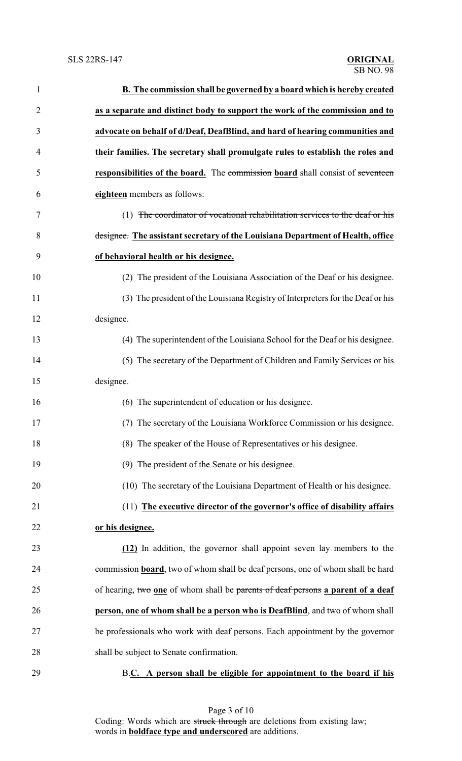**B. The commission shall be governed by a board which is hereby created as a separate and distinct body to support the work of the commission and to advocate on behalf of d/Deaf, DeafBlind, and hard of hearing communities and their families. The secretary shall promulgate rules to establish the roles and responsibilities of the board.** The ~~commission~~ **board** shall consist of ~~seventeen~~ **eighteen** members as follows:

(1) ~~The coordinator of vocational rehabilitation services to the deaf or his designee.~~ **The assistant secretary of the Louisiana Department of Health, office of behavioral health or his designee.**

(2) The president of the Louisiana Association of the Deaf or his designee.

(3) The president of the Louisiana Registry of Interpreters for the Deaf or his designee.

(4) The superintendent of the Louisiana School for the Deaf or his designee.

(5) The secretary of the Department of Children and Family Services or his designee.

(6) The superintendent of education or his designee.

(7) The secretary of the Louisiana Workforce Commission or his designee.

(8) The speaker of the House of Representatives or his designee.

(9) The president of the Senate or his designee.

(10) The secretary of the Louisiana Department of Health or his designee.

(11) **The executive director of the governor's office of disability affairs or his designee.**

**(12)** In addition, the governor shall appoint seven lay members to the ~~commission~~ **board**, two of whom shall be deaf persons, one of whom shall be hard of hearing, ~~two~~ **one** of whom shall be ~~parents of deaf persons~~ **a parent of a deaf person, one of whom shall be a person who is DeafBlind**, and two of whom shall be professionals who work with deaf persons. Each appointment by the governor shall be subject to Senate confirmation.

~~B.~~**C. A person shall be eligible for appointment to the board if his**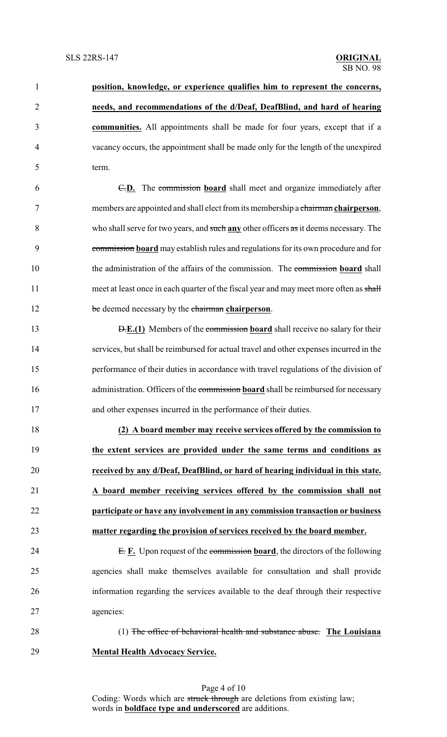**position, knowledge, or experience qualifies him to represent the concerns, needs, and recommendations of the d/Deaf, DeafBlind, and hard of hearing communities.** All appointments shall be made for four years, except that if a vacancy occurs, the appointment shall be made only for the length of the unexpired term.

~~C.~~**D.** The ~~commission~~ **board** shall meet and organize immediately after members are appointed and shall elect from its membership a ~~chairman~~ **chairperson**, who shall serve for two years, and ~~such~~ **any** other officers ~~as~~ it deems necessary. The ~~commission~~ **board** may establish rules and regulations for its own procedure and for the administration of the affairs of the commission. The ~~commission~~ **board** shall meet at least once in each quarter of the fiscal year and may meet more often as ~~shall be~~ deemed necessary by the ~~chairman~~ **chairperson**.

~~D.~~**E.(1)** Members of the ~~commission~~ **board** shall receive no salary for their services, but shall be reimbursed for actual travel and other expenses incurred in the performance of their duties in accordance with travel regulations of the division of administration. Officers of the ~~commission~~ **board** shall be reimbursed for necessary and other expenses incurred in the performance of their duties.

**(2) A board member may receive services offered by the commission to the extent services are provided under the same terms and conditions as received by any d/Deaf, DeafBlind, or hard of hearing individual in this state. A board member receiving services offered by the commission shall not participate or have any involvement in any commission transaction or business matter regarding the provision of services received by the board member.**

~~E.~~ **F.** Upon request of the ~~commission~~ **board**, the directors of the following agencies shall make themselves available for consultation and shall provide information regarding the services available to the deaf through their respective agencies:

(1) ~~The office of behavioral health and substance abuse.~~ **The Louisiana Mental Health Advocacy Service.**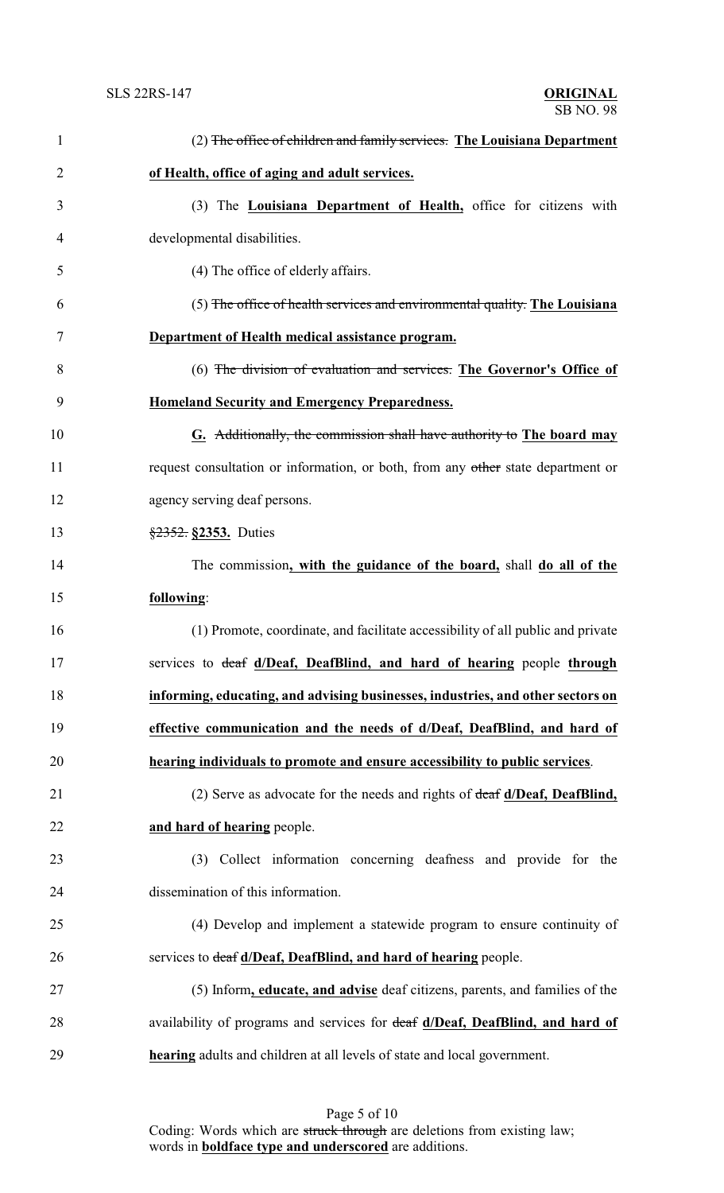(2) ~~The office of children and family services.~~ **<u>The Louisiana Department of Health, office of aging and adult services.</u>**

(3) The **<u>Louisiana Department of Health,</u>** office for citizens with developmental disabilities.

(4) The office of elderly affairs.

(5) ~~The office of health services and environmental quality.~~ **<u>The Louisiana Department of Health medical assistance program.</u>**

(6) ~~The division of evaluation and services.~~ **<u>The Governor's Office of Homeland Security and Emergency Preparedness.</u>**

**<u>G.</u>** ~~Additionally, the commission shall have authority to~~ **<u>The board may</u>** request consultation or information, or both, from any ~~other~~ state department or agency serving deaf persons.

~~§2352.~~ **<u>§2353.</u>** Duties

The commission**<u>, with the guidance of the board,</u>** shall **<u>do all of the following</u>**:

(1) Promote, coordinate, and facilitate accessibility of all public and private services to ~~deaf~~ **<u>d/Deaf, DeafBlind, and hard of hearing</u>** people **<u>through informing, educating, and advising businesses, industries, and other sectors on effective communication and the needs of d/Deaf, DeafBlind, and hard of hearing individuals to promote and ensure accessibility to public services</u>**.

(2) Serve as advocate for the needs and rights of ~~deaf~~ **<u>d/Deaf, DeafBlind, and hard of hearing</u>** people.

(3) Collect information concerning deafness and provide for the dissemination of this information.

(4) Develop and implement a statewide program to ensure continuity of services to ~~deaf~~ **<u>d/Deaf, DeafBlind, and hard of hearing</u>** people.

(5) Inform**<u>, educate, and advise</u>** deaf citizens, parents, and families of the availability of programs and services for ~~deaf~~ **<u>d/Deaf, DeafBlind, and hard of hearing</u>** adults and children at all levels of state and local government.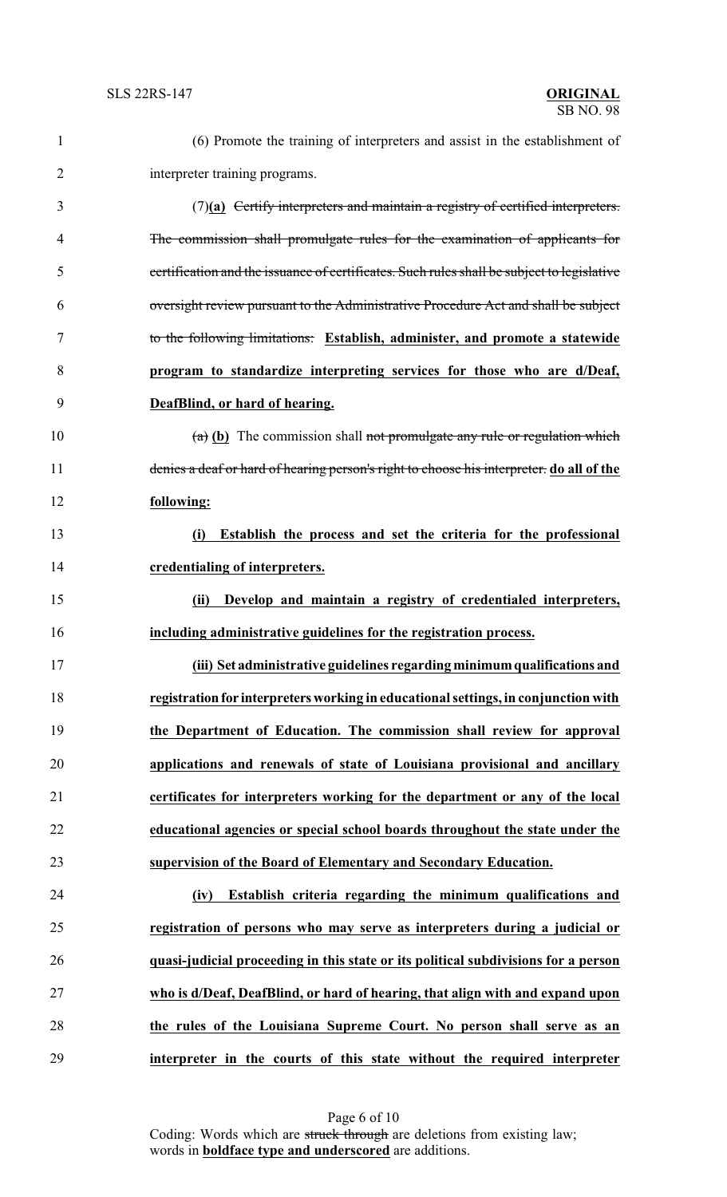(6) Promote the training of interpreters and assist in the establishment of interpreter training programs.

(7)**(a)** ~~Certify interpreters and maintain a registry of certified interpreters. The commission shall promulgate rules for the examination of applicants for certification and the issuance of certificates. Such rules shall be subject to legislative oversight review pursuant to the Administrative Procedure Act and shall be subject to the following limitations:~~ **Establish, administer, and promote a statewide program to standardize interpreting services for those who are d/Deaf, DeafBlind, or hard of hearing.**

~~(a)~~ **(b)** The commission shall ~~not promulgate any rule or regulation which denies a deaf or hard of hearing person's right to choose his interpreter.~~ **do all of the following:**

**(i) Establish the process and set the criteria for the professional credentialing of interpreters.**

**(ii) Develop and maintain a registry of credentialed interpreters, including administrative guidelines for the registration process.**

**(iii) Set administrative guidelines regarding minimum qualifications and registration for interpreters working in educational settings, in conjunction with the Department of Education. The commission shall review for approval applications and renewals of state of Louisiana provisional and ancillary certificates for interpreters working for the department or any of the local educational agencies or special school boards throughout the state under the supervision of the Board of Elementary and Secondary Education.**

**(iv) Establish criteria regarding the minimum qualifications and registration of persons who may serve as interpreters during a judicial or quasi-judicial proceeding in this state or its political subdivisions for a person who is d/Deaf, DeafBlind, or hard of hearing, that align with and expand upon the rules of the Louisiana Supreme Court. No person shall serve as an interpreter in the courts of this state without the required interpreter**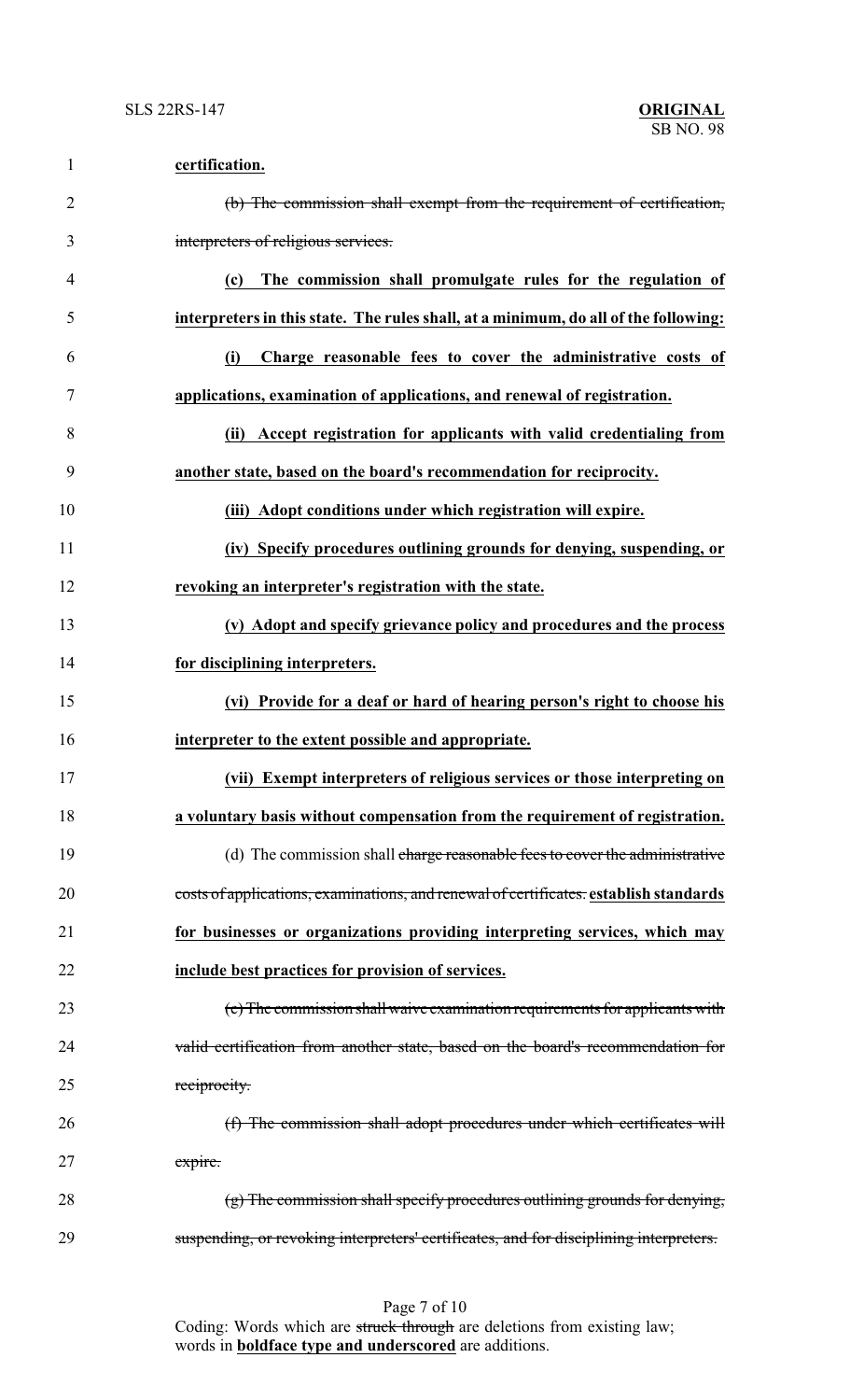**certification.**

~~(b) The commission shall exempt from the requirement of certification, interpreters of religious services.~~

**(c) The commission shall promulgate rules for the regulation of interpreters in this state. The rules shall, at a minimum, do all of the following:**

**(i) Charge reasonable fees to cover the administrative costs of applications, examination of applications, and renewal of registration.**

**(ii) Accept registration for applicants with valid credentialing from another state, based on the board's recommendation for reciprocity.**

**(iii) Adopt conditions under which registration will expire.**

**(iv) Specify procedures outlining grounds for denying, suspending, or revoking an interpreter's registration with the state.**

**(v) Adopt and specify grievance policy and procedures and the process for disciplining interpreters.**

**(vi) Provide for a deaf or hard of hearing person's right to choose his interpreter to the extent possible and appropriate.**

**(vii) Exempt interpreters of religious services or those interpreting on a voluntary basis without compensation from the requirement of registration.**

(d) The commission shall ~~charge reasonable fees to cover the administrative costs of applications, examinations, and renewal of certificates.~~ **establish standards for businesses or organizations providing interpreting services, which may include best practices for provision of services.**

~~(e) The commission shall waive examination requirements for applicants with valid certification from another state, based on the board's recommendation for reciprocity.~~

~~(f) The commission shall adopt procedures under which certificates will expire.~~

~~(g) The commission shall specify procedures outlining grounds for denying, suspending, or revoking interpreters' certificates, and for disciplining interpreters.~~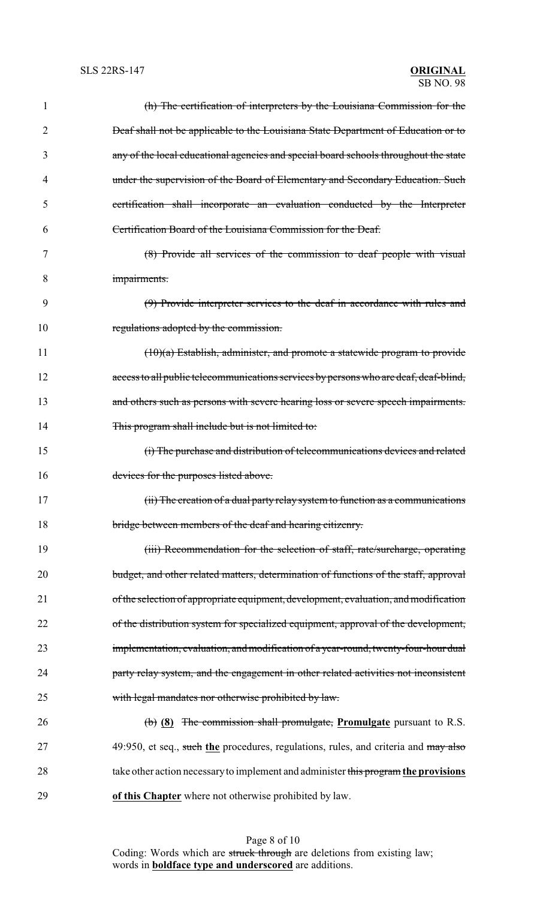(h) The certification of interpreters by the Louisiana Commission for the Deaf shall not be applicable to the Louisiana State Department of Education or to any of the local educational agencies and special board schools throughout the state under the supervision of the Board of Elementary and Secondary Education. Such certification shall incorporate an evaluation conducted by the Interpreter Certification Board of the Louisiana Commission for the Deaf.

(8) Provide all services of the commission to deaf people with visual impairments.

(9) Provide interpreter services to the deaf in accordance with rules and regulations adopted by the commission.

(10)(a) Establish, administer, and promote a statewide program to provide access to all public telecommunications services by persons who are deaf, deaf-blind, and others such as persons with severe hearing loss or severe speech impairments. This program shall include but is not limited to:

(i) The purchase and distribution of telecommunications devices and related devices for the purposes listed above.

(ii) The creation of a dual party relay system to function as a communications bridge between members of the deaf and hearing citizenry.

(iii) Recommendation for the selection of staff, rate/surcharge, operating budget, and other related matters, determination of functions of the staff, approval of the selection of appropriate equipment, development, evaluation, and modification of the distribution system for specialized equipment, approval of the development, implementation, evaluation, and modification of a year-round, twenty-four-hour dual party relay system, and the engagement in other related activities not inconsistent with legal mandates nor otherwise prohibited by law.

(b) **(8)** The commission shall promulgate, **Promulgate** pursuant to R.S. 49:950, et seq., such **the** procedures, regulations, rules, and criteria and may also take other action necessary to implement and administer this program **the provisions of this Chapter** where not otherwise prohibited by law.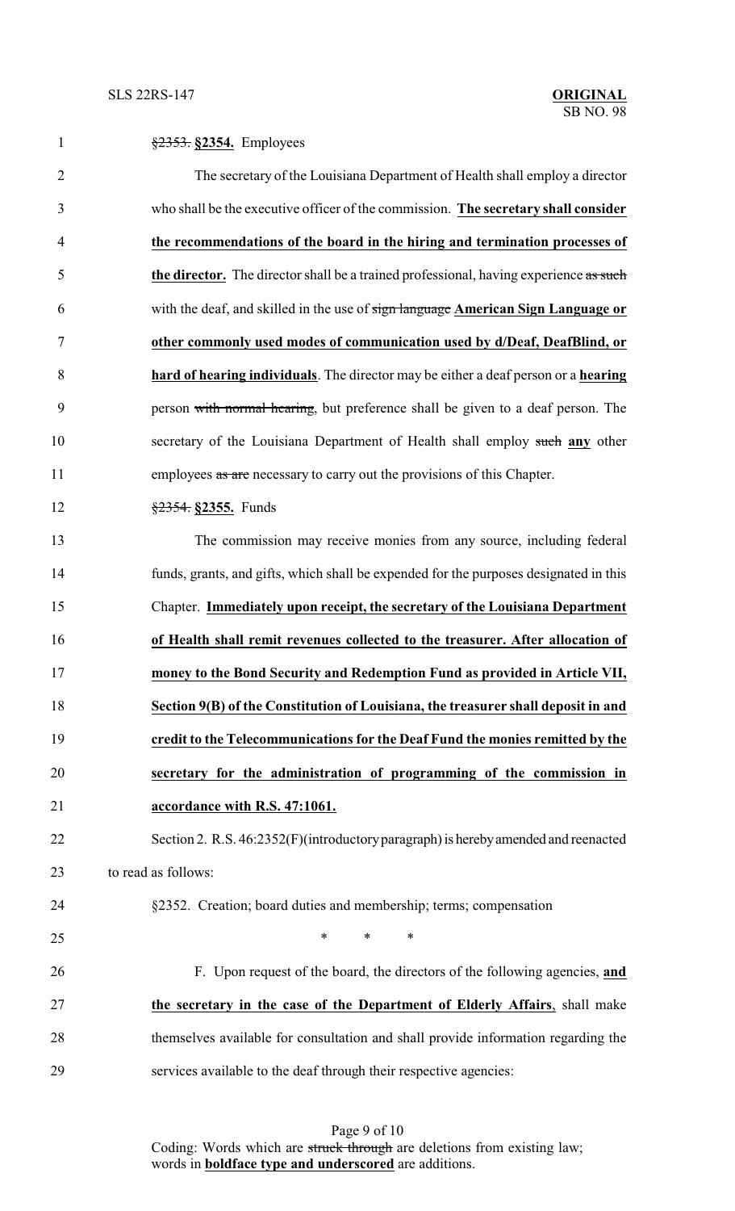~~§2353.~~ **§2354.** Employees

The secretary of the Louisiana Department of Health shall employ a director who shall be the executive officer of the commission. **The secretary shall consider the recommendations of the board in the hiring and termination processes of the director.** The director shall be a trained professional, having experience ~~as such~~ with the deaf, and skilled in the use of ~~sign language~~ **American Sign Language or other commonly used modes of communication used by d/Deaf, DeafBlind, or hard of hearing individuals**. The director may be either a deaf person or a **hearing** person ~~with normal hearing~~, but preference shall be given to a deaf person. The secretary of the Louisiana Department of Health shall employ ~~such~~ **any** other employees ~~as are~~ necessary to carry out the provisions of this Chapter.

~~§2354.~~ **§2355.** Funds

The commission may receive monies from any source, including federal funds, grants, and gifts, which shall be expended for the purposes designated in this Chapter. **Immediately upon receipt, the secretary of the Louisiana Department of Health shall remit revenues collected to the treasurer. After allocation of money to the Bond Security and Redemption Fund as provided in Article VII, Section 9(B) of the Constitution of Louisiana, the treasurer shall deposit in and credit to the Telecommunications for the Deaf Fund the monies remitted by the secretary for the administration of programming of the commission in accordance with R.S. 47:1061.**

Section 2. R.S. 46:2352(F)(introductory paragraph) is hereby amended and reenacted to read as follows:

§2352. Creation; board duties and membership; terms; compensation

\* \* \*

F. Upon request of the board, the directors of the following agencies, **and the secretary in the case of the Department of Elderly Affairs**, shall make themselves available for consultation and shall provide information regarding the services available to the deaf through their respective agencies: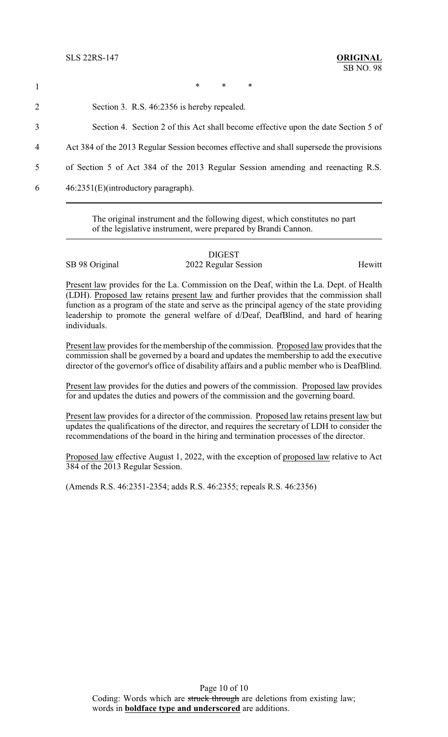\* \* \*

Section 3. R.S. 46:2356 is hereby repealed.

Section 4. Section 2 of this Act shall become effective upon the date Section 5 of Act 384 of the 2013 Regular Session becomes effective and shall supersede the provisions of Section 5 of Act 384 of the 2013 Regular Session amending and reenacting R.S. 46:2351(E)(introductory paragraph).

---

The original instrument and the following digest, which constitutes no part of the legislative instrument, were prepared by Brandi Cannon.

---

DIGEST

SB 98 Original — 2022 Regular Session — Hewitt

Present law provides for the La. Commission on the Deaf, within the La. Dept. of Health (LDH). Proposed law retains present law and further provides that the commission shall function as a program of the state and serve as the principal agency of the state providing leadership to promote the general welfare of d/Deaf, DeafBlind, and hard of hearing individuals.

Present law provides for the membership of the commission. Proposed law provides that the commission shall be governed by a board and updates the membership to add the executive director of the governor's office of disability affairs and a public member who is DeafBlind.

Present law provides for the duties and powers of the commission. Proposed law provides for and updates the duties and powers of the commission and the governing board.

Present law provides for a director of the commission. Proposed law retains present law but updates the qualifications of the director, and requires the secretary of LDH to consider the recommendations of the board in the hiring and termination processes of the director.

Proposed law effective August 1, 2022, with the exception of proposed law relative to Act 384 of the 2013 Regular Session.

(Amends R.S. 46:2351-2354; adds R.S. 46:2355; repeals R.S. 46:2356)

Coding: Words which are ~~struck through~~ are deletions from existing law; words in **boldface type and underscored** are additions.